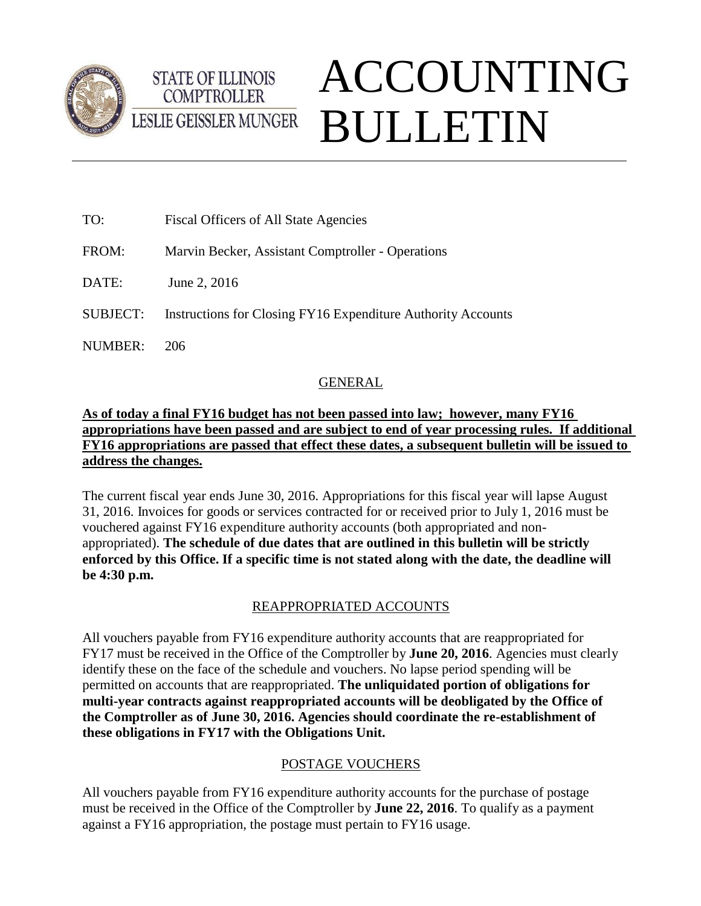STATE OF ILLINOIS
COMPTROLLER
LESLIE GEISSLER MUNGER

# ACCOUNTING BULLETIN

TO: Fiscal Officers of All State Agencies

FROM: Marvin Becker, Assistant Comptroller - Operations

DATE: June 2, 2016

SUBJECT: Instructions for Closing FY16 Expenditure Authority Accounts

NUMBER: 206

## GENERAL

**As of today a final FY16 budget has not been passed into law; however, many FY16 appropriations have been passed and are subject to end of year processing rules. If additional FY16 appropriations are passed that effect these dates, a subsequent bulletin will be issued to address the changes.**

The current fiscal year ends June 30, 2016. Appropriations for this fiscal year will lapse August 31, 2016. Invoices for goods or services contracted for or received prior to July 1, 2016 must be vouchered against FY16 expenditure authority accounts (both appropriated and non-appropriated). **The schedule of due dates that are outlined in this bulletin will be strictly enforced by this Office. If a specific time is not stated along with the date, the deadline will be 4:30 p.m.**

## REAPPROPRIATED ACCOUNTS

All vouchers payable from FY16 expenditure authority accounts that are reappropriated for FY17 must be received in the Office of the Comptroller by **June 20, 2016**. Agencies must clearly identify these on the face of the schedule and vouchers. No lapse period spending will be permitted on accounts that are reappropriated. **The unliquidated portion of obligations for multi-year contracts against reappropriated accounts will be deobligated by the Office of the Comptroller as of June 30, 2016. Agencies should coordinate the re-establishment of these obligations in FY17 with the Obligations Unit.**

## POSTAGE VOUCHERS

All vouchers payable from FY16 expenditure authority accounts for the purchase of postage must be received in the Office of the Comptroller by **June 22, 2016**. To qualify as a payment against a FY16 appropriation, the postage must pertain to FY16 usage.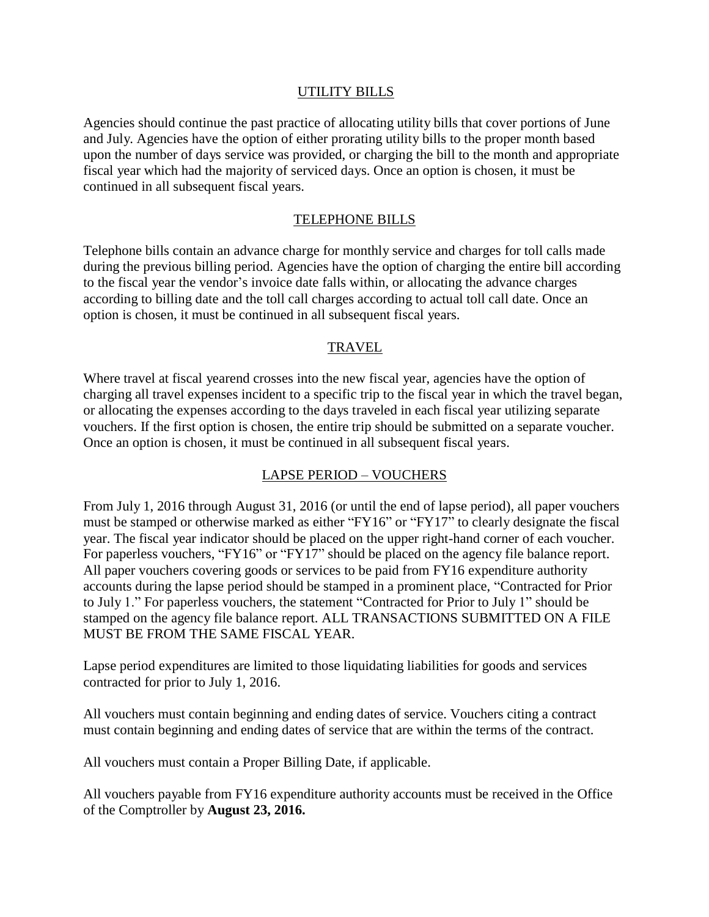## UTILITY BILLS

Agencies should continue the past practice of allocating utility bills that cover portions of June and July. Agencies have the option of either prorating utility bills to the proper month based upon the number of days service was provided, or charging the bill to the month and appropriate fiscal year which had the majority of serviced days. Once an option is chosen, it must be continued in all subsequent fiscal years.

## TELEPHONE BILLS

Telephone bills contain an advance charge for monthly service and charges for toll calls made during the previous billing period. Agencies have the option of charging the entire bill according to the fiscal year the vendor's invoice date falls within, or allocating the advance charges according to billing date and the toll call charges according to actual toll call date. Once an option is chosen, it must be continued in all subsequent fiscal years.

## TRAVEL

Where travel at fiscal yearend crosses into the new fiscal year, agencies have the option of charging all travel expenses incident to a specific trip to the fiscal year in which the travel began, or allocating the expenses according to the days traveled in each fiscal year utilizing separate vouchers. If the first option is chosen, the entire trip should be submitted on a separate voucher. Once an option is chosen, it must be continued in all subsequent fiscal years.

## LAPSE PERIOD – VOUCHERS

From July 1, 2016 through August 31, 2016 (or until the end of lapse period), all paper vouchers must be stamped or otherwise marked as either "FY16" or "FY17" to clearly designate the fiscal year. The fiscal year indicator should be placed on the upper right-hand corner of each voucher. For paperless vouchers, "FY16" or "FY17" should be placed on the agency file balance report. All paper vouchers covering goods or services to be paid from FY16 expenditure authority accounts during the lapse period should be stamped in a prominent place, "Contracted for Prior to July 1." For paperless vouchers, the statement "Contracted for Prior to July 1" should be stamped on the agency file balance report. ALL TRANSACTIONS SUBMITTED ON A FILE MUST BE FROM THE SAME FISCAL YEAR.

Lapse period expenditures are limited to those liquidating liabilities for goods and services contracted for prior to July 1, 2016.

All vouchers must contain beginning and ending dates of service. Vouchers citing a contract must contain beginning and ending dates of service that are within the terms of the contract.

All vouchers must contain a Proper Billing Date, if applicable.

All vouchers payable from FY16 expenditure authority accounts must be received in the Office of the Comptroller by **August 23, 2016.**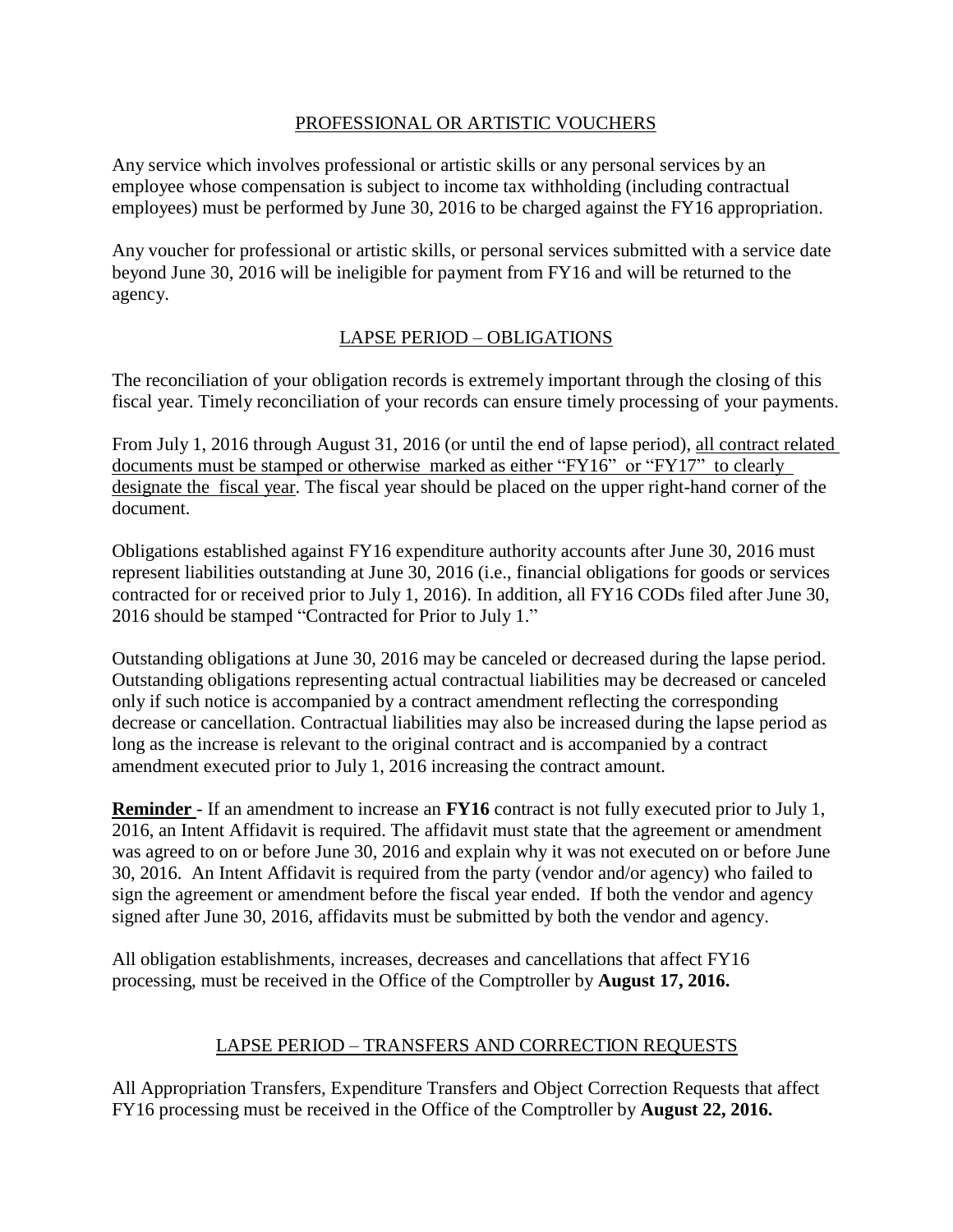## PROFESSIONAL OR ARTISTIC VOUCHERS

Any service which involves professional or artistic skills or any personal services by an employee whose compensation is subject to income tax withholding (including contractual employees) must be performed by June 30, 2016 to be charged against the FY16 appropriation.

Any voucher for professional or artistic skills, or personal services submitted with a service date beyond June 30, 2016 will be ineligible for payment from FY16 and will be returned to the agency.

## LAPSE PERIOD – OBLIGATIONS

The reconciliation of your obligation records is extremely important through the closing of this fiscal year. Timely reconciliation of your records can ensure timely processing of your payments.

From July 1, 2016 through August 31, 2016 (or until the end of lapse period), all contract related documents must be stamped or otherwise marked as either "FY16" or "FY17" to clearly designate the fiscal year. The fiscal year should be placed on the upper right-hand corner of the document.

Obligations established against FY16 expenditure authority accounts after June 30, 2016 must represent liabilities outstanding at June 30, 2016 (i.e., financial obligations for goods or services contracted for or received prior to July 1, 2016). In addition, all FY16 CODs filed after June 30, 2016 should be stamped "Contracted for Prior to July 1."

Outstanding obligations at June 30, 2016 may be canceled or decreased during the lapse period. Outstanding obligations representing actual contractual liabilities may be decreased or canceled only if such notice is accompanied by a contract amendment reflecting the corresponding decrease or cancellation. Contractual liabilities may also be increased during the lapse period as long as the increase is relevant to the original contract and is accompanied by a contract amendment executed prior to July 1, 2016 increasing the contract amount.

**Reminder** - If an amendment to increase an **FY16** contract is not fully executed prior to July 1, 2016, an Intent Affidavit is required. The affidavit must state that the agreement or amendment was agreed to on or before June 30, 2016 and explain why it was not executed on or before June 30, 2016. An Intent Affidavit is required from the party (vendor and/or agency) who failed to sign the agreement or amendment before the fiscal year ended. If both the vendor and agency signed after June 30, 2016, affidavits must be submitted by both the vendor and agency.

All obligation establishments, increases, decreases and cancellations that affect FY16 processing, must be received in the Office of the Comptroller by **August 17, 2016.**

## LAPSE PERIOD – TRANSFERS AND CORRECTION REQUESTS

All Appropriation Transfers, Expenditure Transfers and Object Correction Requests that affect FY16 processing must be received in the Office of the Comptroller by **August 22, 2016.**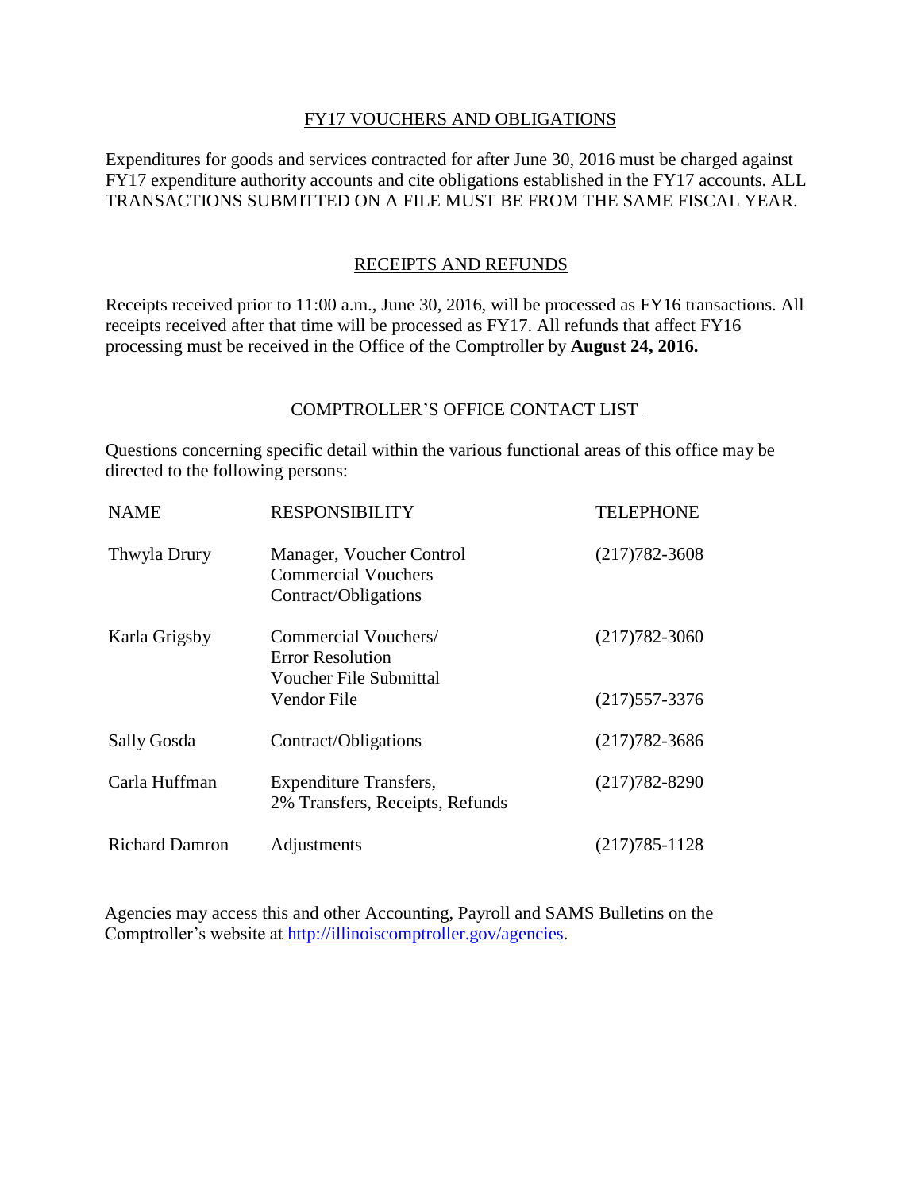## FY17 VOUCHERS AND OBLIGATIONS

Expenditures for goods and services contracted for after June 30, 2016 must be charged against FY17 expenditure authority accounts and cite obligations established in the FY17 accounts. ALL TRANSACTIONS SUBMITTED ON A FILE MUST BE FROM THE SAME FISCAL YEAR.

## RECEIPTS AND REFUNDS

Receipts received prior to 11:00 a.m., June 30, 2016, will be processed as FY16 transactions. All receipts received after that time will be processed as FY17. All refunds that affect FY16 processing must be received in the Office of the Comptroller by **August 24, 2016.**

## COMPTROLLER'S OFFICE CONTACT LIST

Questions concerning specific detail within the various functional areas of this office may be directed to the following persons:

| NAME | RESPONSIBILITY | TELEPHONE |
|---|---|---|
| Thwyla Drury | Manager, Voucher Control<br>Commercial Vouchers<br>Contract/Obligations | (217)782-3608 |
| Karla Grigsby | Commercial Vouchers/<br>Error Resolution<br>Voucher File Submittal | (217)782-3060 |
| | Vendor File | (217)557-3376 |
| Sally Gosda | Contract/Obligations | (217)782-3686 |
| Carla Huffman | Expenditure Transfers,<br>2% Transfers, Receipts, Refunds | (217)782-8290 |
| Richard Damron | Adjustments | (217)785-1128 |

Agencies may access this and other Accounting, Payroll and SAMS Bulletins on the Comptroller's website at [http://illinoiscomptroller.gov/agencies](http://illinoiscomptroller.gov/agencies).